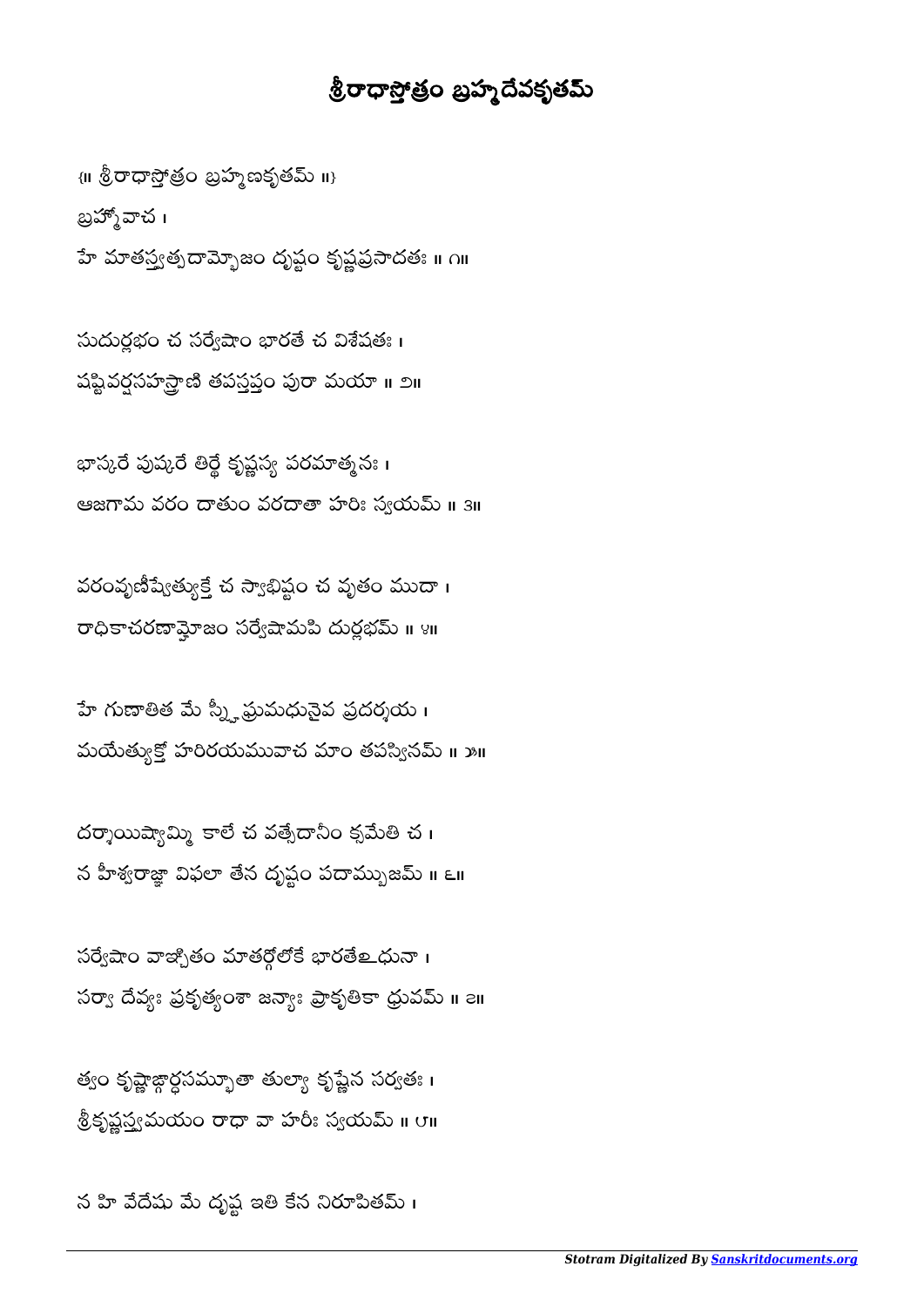# శ్రీరాధాస్తోత్రం బ్రహ్మదేవకృతమ్

{॥ శ్రీరాధాస్తోత్రం బ్రహ్మణకృతమ్ ॥}

బ్రహ్మోవాచ ।

హే మాతస్త్వత్పదామ్భోజం దృష్టం కృష్ణప్రసాదతః ॥ ౧॥

సుదుర్లభం చ సర్వేషాం భారతే చ విశేషతః ।
షష్టివర్షసహస్రాణి తపస్తప్తం పురా మయా ॥ ౨॥

భాస్కరే పుష్కరే తీర్థే కృష్ణస్య పరమాత్మనః ।
ఆజగామ వరం దాతుం వరదాతా హరిః స్వయమ్ ॥ ౩॥

వరంవృణీష్వేత్యుక్తే చ స్వాభిష్టం చ వృతం ముదా ।
రాధికాచరణామ్భోజం సర్వేషామపి దుర్లభమ్ ॥ ౪॥

హే గుణాతీత మే శీఘ్రమధునైవ ప్రదర్శయ ।
మయేత్యుక్తో హరిరయమువాచ మాం తపస్వినమ్ ॥ ౫॥

దర్శయిష్యామ్మి కాలే చ వత్సేదానీం క్షమేతి చ ।
న హీశ్వరాజ్ఞా విఫలా తేన దృష్టం పదామ్బుజమ్ ॥ ౬॥

సర్వేషాం వాఞ్ఛితం మాతర్గోలోకే భారతేఽధునా ।
సర్వా దేవ్యః ప్రకృత్యంశా జన్యాః ప్రాకృతికా ధ్రువమ్ ॥ ౭॥

త్వం కృష్ణాఙ్గార్ధసమ్భూతా తుల్యా కృష్ణేన సర్వతః ।
శ్రీకృష్ణస్త్వమయం రాధా వా హరిః స్వయమ్ ॥ ౮॥

న హి వేదేషు మే దృష్ట ఇతి కేన నిరూపితమ్ ।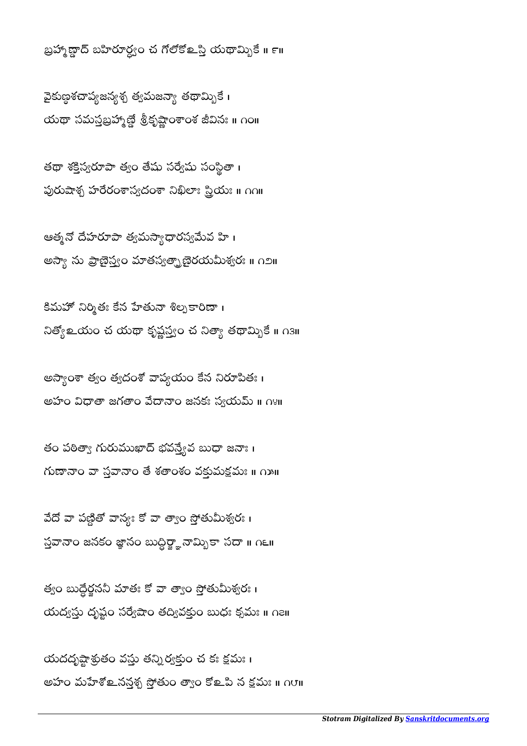బ్రహ్మాణ్డాద్ బహిరూర్ధ్వం చ గోలోకోఽస్తి యథామ్బికే ॥ ౯॥

వైకుణ్ఠశ్చాప్యజన్యశ్చ త్వమజన్యా తథామ్బికే ।
యథా సమస్తబ్రహ్మాణ్డే శ్రీకృష్ణాంశాంశ జీవినః ॥ ౧౦॥

తథా శక్తిస్వరూపా త్వం తేషు సర్వేషు సంస్థితా ।
పురుషాశ్చ హరేరంశాస్త్వదంశా నిఖిలాః స్త్రియః ॥ ౧౧॥

ఆత్మనో దేహరూపా త్వమస్యాధారస్త్వమేవ హి ।
అస్యా ను ప్రాణైస్త్వం మాతస్త్వత్ప్రాణైరయమీశ్వరః ॥ ౧౨॥

కిమహో నిర్మితః కేన హేతునా శిల్పకారిణా ।
నిత్యోఽయం చ యథా కృష్ణస్త్వం చ నిత్యా తథామ్బికే ॥ ౧౩॥

అస్యాంశా త్వం త్వదంశో వాప్యయం కేన నిరూపితః ।
అహం విధాతా జగతాం వేదానాం జనకః స్వయమ్ ॥ ౧౪॥

తం పఠిత్వా గురుముఖాద్ భవన్త్యేవ బుధా జనాః ।
గుణానాం వా స్తవానాం తే శతాంశం వక్తుమక్షమః ॥ ౧౫॥

వేదో వా పణ్డితో వాన్యః కో వా త్వాం స్తోతుమీశ్వరః ।
స్తవానాం జనకం జ్ఞానం బుద్ధిర్జ్ఞానామ్బికా సదా ॥ ౧౬॥

త్వం బుద్ధేర్జననీ మాతః కో వా త్వాం స్తోతుమీశ్వరః ।
యద్వస్తు దృష్టం సర్వేషాం తద్వివక్తుం బుధః క్షమః ॥ ౧౭॥

యదదృష్టాశ్రుతం వస్తు తన్నిర్వక్తుం చ కః క్షమః ।
అహం మహేశోఽనన్తశ్చ స్తోతుం త్వాం కోఽపి న క్షమః ॥ ౧౮॥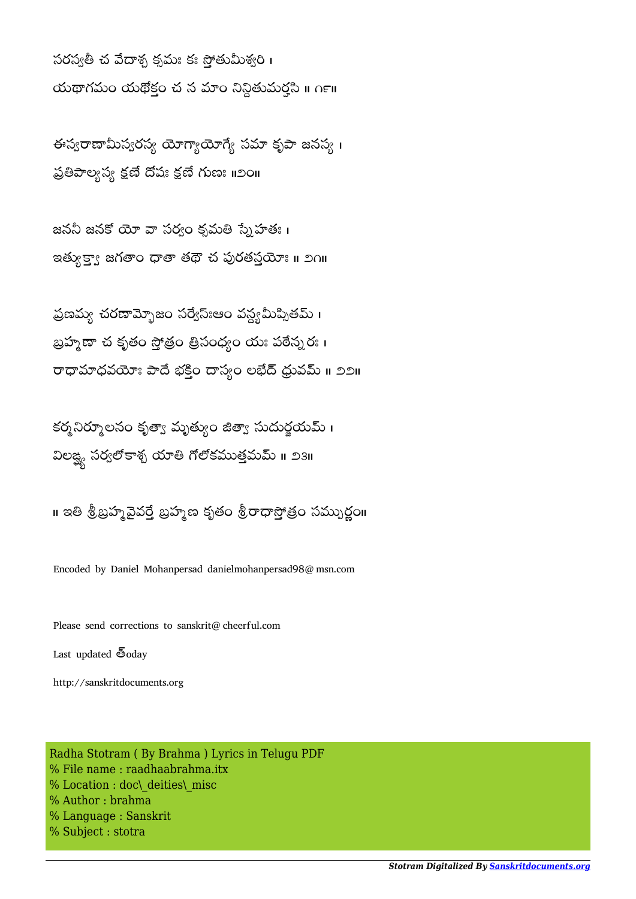సరస్వతీ చ వేదాశ్చ క్షమః కః స్తోతుమీశ్వరి ।
యథాగమం యథోక్తం చ న మాం నిన్దితుమర్హసి ॥ ౧౯॥

ఈస్వరాణామీస్వరస్య యోగ్యాయోగ్యే సమా కృపా జనస్య ।
ప్రతిపాల్యస్య క్షణే దోషః క్షణే గుణః ॥౨౦॥

జననీ జనకో యో వా సర్వం క్షమతి స్నేహతః ।
ఇత్యుక్త్వా జగతాం ధాతా తథౌ చ పురతస్తయోః ॥ ౨౧॥

ప్రణమ్య చరణామ్భోజం సర్వేసఃఆం వన్ద్యమీప్సితమ్ ।
బ్రహ్మణా చ కృతం స్తోత్రం త్రిసంధ్యం యః పఠేన్నరః ।
రాధామాధవయోః పాదే భక్తిం దాస్యం లభేద్ ధ్రువమ్ ॥ ౨౨॥

కర్మనిర్మూలనం కృత్వా మృత్యుం జిత్వా సుదుర్జయమ్ ।
విలఙ్ఘ్య సర్వలోకాశ్చ యాతి గోలోకముత్తమమ్ ॥ ౨౩॥

॥ ఇతి శ్రీబ్రహ్మవైవర్తే బ్రహ్మణ కృతం శ్రీరాధాస్తోత్రం సమ్పుర్ణం॥

Encoded by Daniel Mohanpersad danielmohanpersad98@ msn.com

Please send corrections to sanskrit@ cheerful.com

Last updated త్oday

http://sanskritdocuments.org

Radha Stotram ( By Brahma ) Lyrics in Telugu PDF
% File name : raadhaabrahma.itx
% Location : doc\_deities\_misc
% Author : brahma
% Language : Sanskrit
% Subject : stotra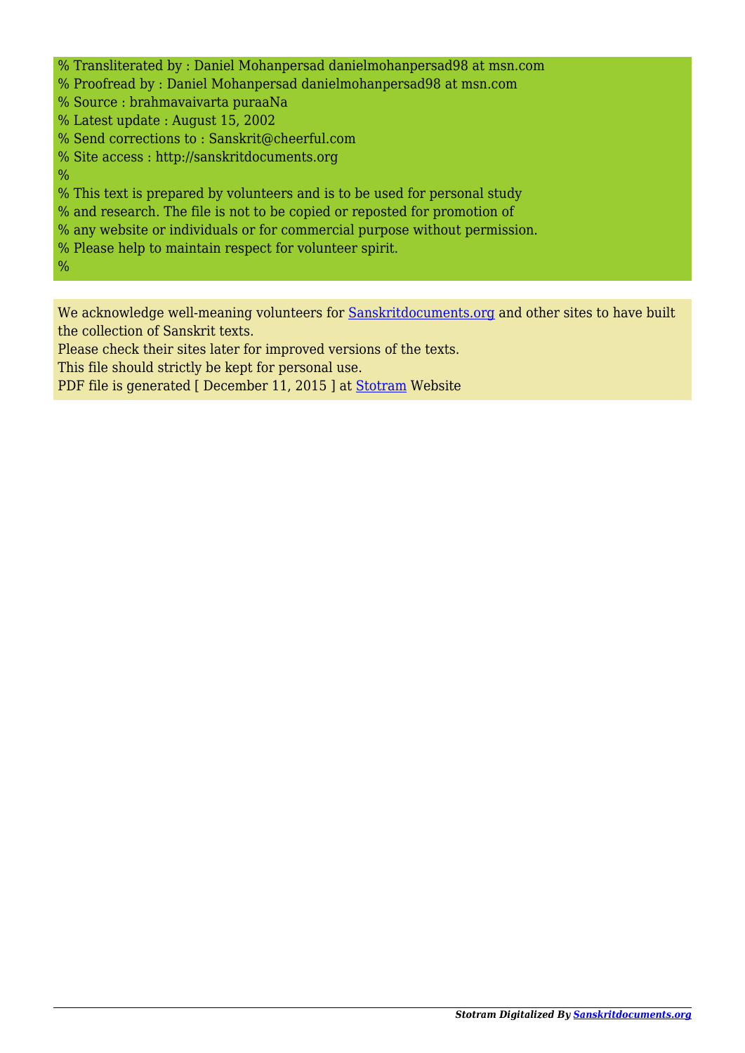% Transliterated by : Daniel Mohanpersad danielmohanpersad98 at msn.com
% Proofread by : Daniel Mohanpersad danielmohanpersad98 at msn.com
% Source : brahmavaivarta puraaNa
% Latest update : August 15, 2002
% Send corrections to : Sanskrit@cheerful.com
% Site access : http://sanskritdocuments.org
%
% This text is prepared by volunteers and is to be used for personal study
% and research. The file is not to be copied or reposted for promotion of
% any website or individuals or for commercial purpose without permission.
% Please help to maintain respect for volunteer spirit.
%

We acknowledge well-meaning volunteers for Sanskritdocuments.org and other sites to have built the collection of Sanskrit texts.
Please check their sites later for improved versions of the texts.
This file should strictly be kept for personal use.
PDF file is generated [ December 11, 2015 ] at Stotram Website